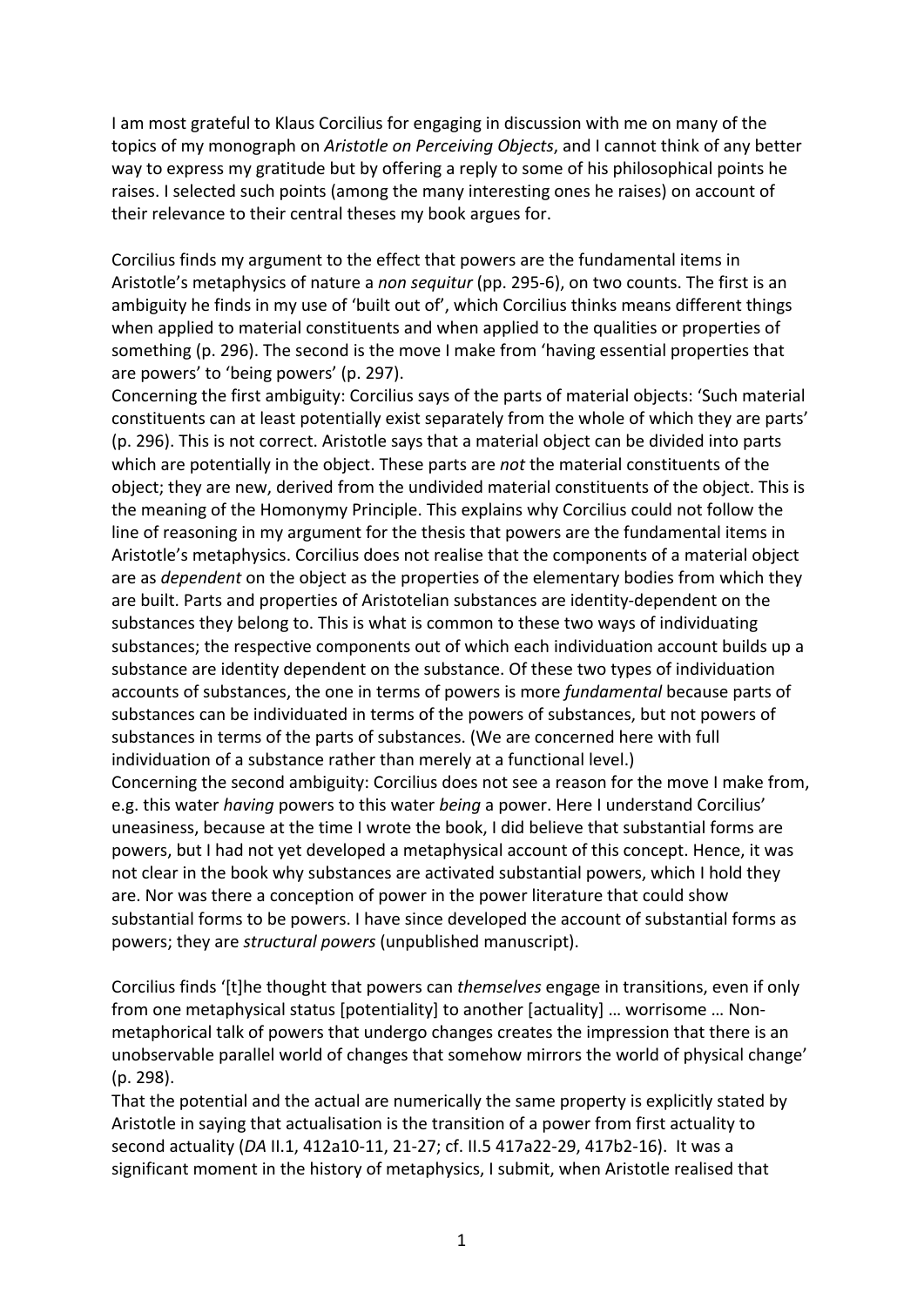I am most grateful to Klaus Corcilius for engaging in discussion with me on many of the topics of my monograph on *Aristotle on Perceiving Objects*, and I cannot think of any better way to express my gratitude but by offering a reply to some of his philosophical points he raises. I selected such points (among the many interesting ones he raises) on account of their relevance to their central theses my book argues for.

Corcilius finds my argument to the effect that powers are the fundamental items in Aristotle's metaphysics of nature a *non sequitur* (pp. 295-6), on two counts. The first is an ambiguity he finds in my use of 'built out of', which Corcilius thinks means different things when applied to material constituents and when applied to the qualities or properties of something (p. 296). The second is the move I make from 'having essential properties that are powers' to 'being powers' (p. 297).

Concerning the first ambiguity: Corcilius says of the parts of material objects: 'Such material constituents can at least potentially exist separately from the whole of which they are parts' (p. 296). This is not correct. Aristotle says that a material object can be divided into parts which are potentially in the object. These parts are *not* the material constituents of the object; they are new, derived from the undivided material constituents of the object. This is the meaning of the Homonymy Principle. This explains why Corcilius could not follow the line of reasoning in my argument for the thesis that powers are the fundamental items in Aristotle's metaphysics. Corcilius does not realise that the components of a material object are as *dependent* on the object as the properties of the elementary bodies from which they are built. Parts and properties of Aristotelian substances are identity-dependent on the substances they belong to. This is what is common to these two ways of individuating substances; the respective components out of which each individuation account builds up a substance are identity dependent on the substance. Of these two types of individuation accounts of substances, the one in terms of powers is more *fundamental* because parts of substances can be individuated in terms of the powers of substances, but not powers of substances in terms of the parts of substances. (We are concerned here with full individuation of a substance rather than merely at a functional level.)

Concerning the second ambiguity: Corcilius does not see a reason for the move I make from, e.g. this water *having* powers to this water *being* a power. Here I understand Corcilius' uneasiness, because at the time I wrote the book, I did believe that substantial forms are powers, but I had not yet developed a metaphysical account of this concept. Hence, it was not clear in the book why substances are activated substantial powers, which I hold they are. Nor was there a conception of power in the power literature that could show substantial forms to be powers. I have since developed the account of substantial forms as powers; they are *structural powers* (unpublished manuscript).

Corcilius finds '[t]he thought that powers can *themselves* engage in transitions, even if only from one metaphysical status [potentiality] to another [actuality] … worrisome … Non-metaphorical talk of powers that undergo changes creates the impression that there is an unobservable parallel world of changes that somehow mirrors the world of physical change' (p. 298).

That the potential and the actual are numerically the same property is explicitly stated by Aristotle in saying that actualisation is the transition of a power from first actuality to second actuality (*DA* II.1, 412a10-11, 21-27; cf. II.5 417a22-29, 417b2-16). It was a significant moment in the history of metaphysics, I submit, when Aristotle realised that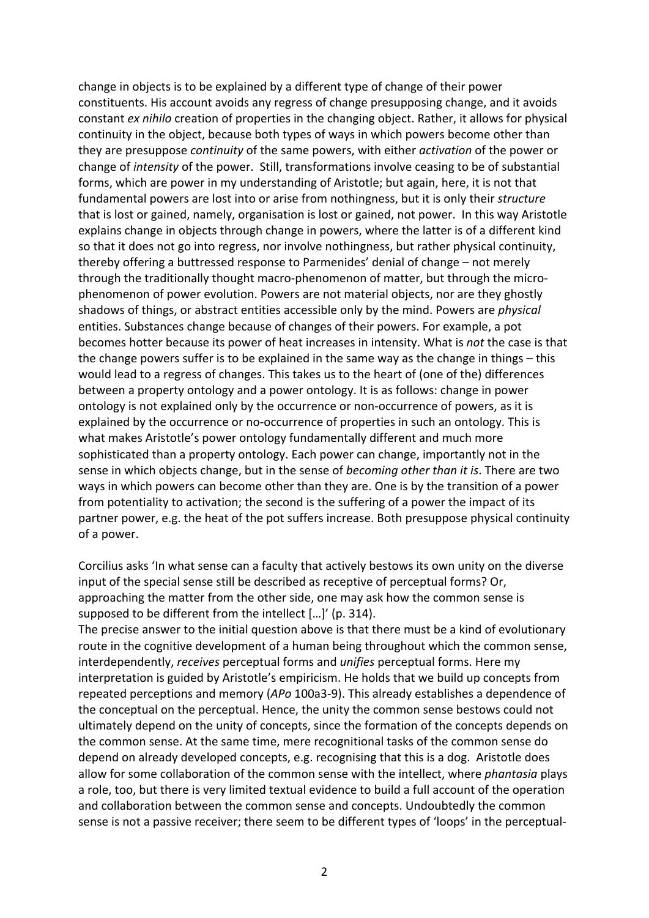change in objects is to be explained by a different type of change of their power constituents. His account avoids any regress of change presupposing change, and it avoids constant *ex nihilo* creation of properties in the changing object. Rather, it allows for physical continuity in the object, because both types of ways in which powers become other than they are presuppose *continuity* of the same powers, with either *activation* of the power or change of *intensity* of the power. Still, transformations involve ceasing to be of substantial forms, which are power in my understanding of Aristotle; but again, here, it is not that fundamental powers are lost into or arise from nothingness, but it is only their *structure* that is lost or gained, namely, organisation is lost or gained, not power. In this way Aristotle explains change in objects through change in powers, where the latter is of a different kind so that it does not go into regress, nor involve nothingness, but rather physical continuity, thereby offering a buttressed response to Parmenides' denial of change – not merely through the traditionally thought macro-phenomenon of matter, but through the micro-phenomenon of power evolution. Powers are not material objects, nor are they ghostly shadows of things, or abstract entities accessible only by the mind. Powers are *physical* entities. Substances change because of changes of their powers. For example, a pot becomes hotter because its power of heat increases in intensity. What is *not* the case is that the change powers suffer is to be explained in the same way as the change in things – this would lead to a regress of changes. This takes us to the heart of (one of the) differences between a property ontology and a power ontology. It is as follows: change in power ontology is not explained only by the occurrence or non-occurrence of powers, as it is explained by the occurrence or no-occurrence of properties in such an ontology. This is what makes Aristotle's power ontology fundamentally different and much more sophisticated than a property ontology. Each power can change, importantly not in the sense in which objects change, but in the sense of *becoming other than it is*. There are two ways in which powers can become other than they are. One is by the transition of a power from potentiality to activation; the second is the suffering of a power the impact of its partner power, e.g. the heat of the pot suffers increase. Both presuppose physical continuity of a power.

Corcilius asks 'In what sense can a faculty that actively bestows its own unity on the diverse input of the special sense still be described as receptive of perceptual forms? Or, approaching the matter from the other side, one may ask how the common sense is supposed to be different from the intellect […]' (p. 314).

The precise answer to the initial question above is that there must be a kind of evolutionary route in the cognitive development of a human being throughout which the common sense, interdependently, *receives* perceptual forms and *unifies* perceptual forms. Here my interpretation is guided by Aristotle's empiricism. He holds that we build up concepts from repeated perceptions and memory (*APo* 100a3-9). This already establishes a dependence of the conceptual on the perceptual. Hence, the unity the common sense bestows could not ultimately depend on the unity of concepts, since the formation of the concepts depends on the common sense. At the same time, mere recognitional tasks of the common sense do depend on already developed concepts, e.g. recognising that this is a dog. Aristotle does allow for some collaboration of the common sense with the intellect, where *phantasia* plays a role, too, but there is very limited textual evidence to build a full account of the operation and collaboration between the common sense and concepts. Undoubtedly the common sense is not a passive receiver; there seem to be different types of 'loops' in the perceptual-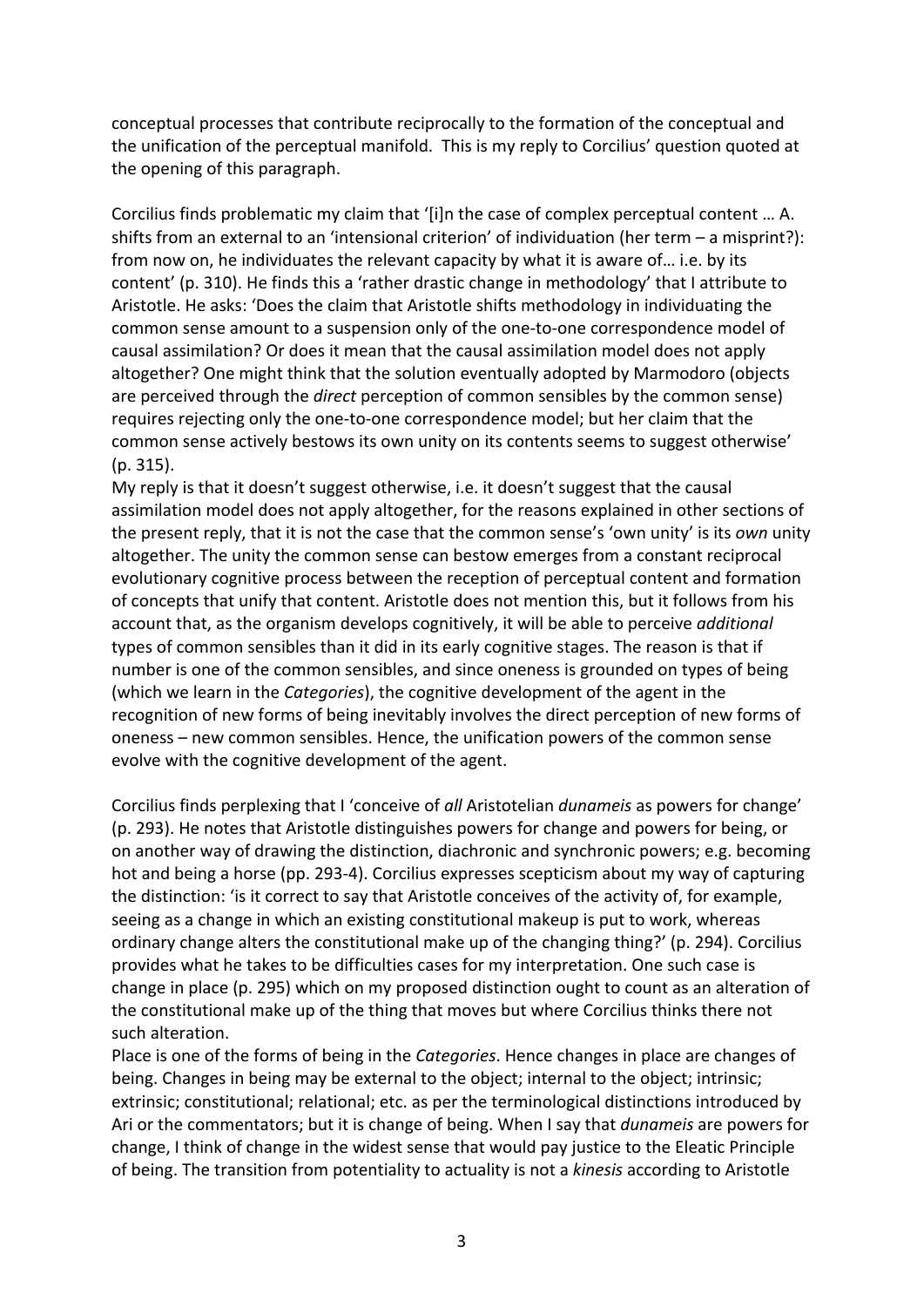conceptual processes that contribute reciprocally to the formation of the conceptual and the unification of the perceptual manifold. This is my reply to Corcilius' question quoted at the opening of this paragraph.

Corcilius finds problematic my claim that '[i]n the case of complex perceptual content … A. shifts from an external to an 'intensional criterion' of individuation (her term – a misprint?): from now on, he individuates the relevant capacity by what it is aware of… i.e. by its content' (p. 310). He finds this a 'rather drastic change in methodology' that I attribute to Aristotle. He asks: 'Does the claim that Aristotle shifts methodology in individuating the common sense amount to a suspension only of the one-to-one correspondence model of causal assimilation? Or does it mean that the causal assimilation model does not apply altogether? One might think that the solution eventually adopted by Marmodoro (objects are perceived through the *direct* perception of common sensibles by the common sense) requires rejecting only the one-to-one correspondence model; but her claim that the common sense actively bestows its own unity on its contents seems to suggest otherwise' (p. 315).
My reply is that it doesn't suggest otherwise, i.e. it doesn't suggest that the causal assimilation model does not apply altogether, for the reasons explained in other sections of the present reply, that it is not the case that the common sense's 'own unity' is its *own* unity altogether. The unity the common sense can bestow emerges from a constant reciprocal evolutionary cognitive process between the reception of perceptual content and formation of concepts that unify that content. Aristotle does not mention this, but it follows from his account that, as the organism develops cognitively, it will be able to perceive *additional* types of common sensibles than it did in its early cognitive stages. The reason is that if number is one of the common sensibles, and since oneness is grounded on types of being (which we learn in the *Categories*), the cognitive development of the agent in the recognition of new forms of being inevitably involves the direct perception of new forms of oneness – new common sensibles. Hence, the unification powers of the common sense evolve with the cognitive development of the agent.

Corcilius finds perplexing that I 'conceive of *all* Aristotelian *dunameis* as powers for change' (p. 293). He notes that Aristotle distinguishes powers for change and powers for being, or on another way of drawing the distinction, diachronic and synchronic powers; e.g. becoming hot and being a horse (pp. 293-4). Corcilius expresses scepticism about my way of capturing the distinction: 'is it correct to say that Aristotle conceives of the activity of, for example, seeing as a change in which an existing constitutional makeup is put to work, whereas ordinary change alters the constitutional make up of the changing thing?' (p. 294). Corcilius provides what he takes to be difficulties cases for my interpretation. One such case is change in place (p. 295) which on my proposed distinction ought to count as an alteration of the constitutional make up of the thing that moves but where Corcilius thinks there not such alteration.
Place is one of the forms of being in the *Categories*. Hence changes in place are changes of being. Changes in being may be external to the object; internal to the object; intrinsic; extrinsic; constitutional; relational; etc. as per the terminological distinctions introduced by Ari or the commentators; but it is change of being. When I say that *dunameis* are powers for change, I think of change in the widest sense that would pay justice to the Eleatic Principle of being. The transition from potentiality to actuality is not a *kinesis* according to Aristotle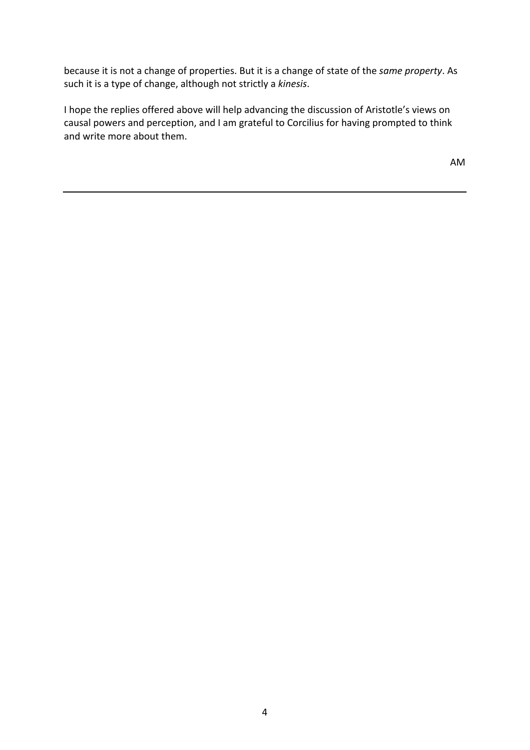because it is not a change of properties. But it is a change of state of the *same property*. As such it is a type of change, although not strictly a *kinesis*.

I hope the replies offered above will help advancing the discussion of Aristotle's views on causal powers and perception, and I am grateful to Corcilius for having prompted to think and write more about them.

AM

---